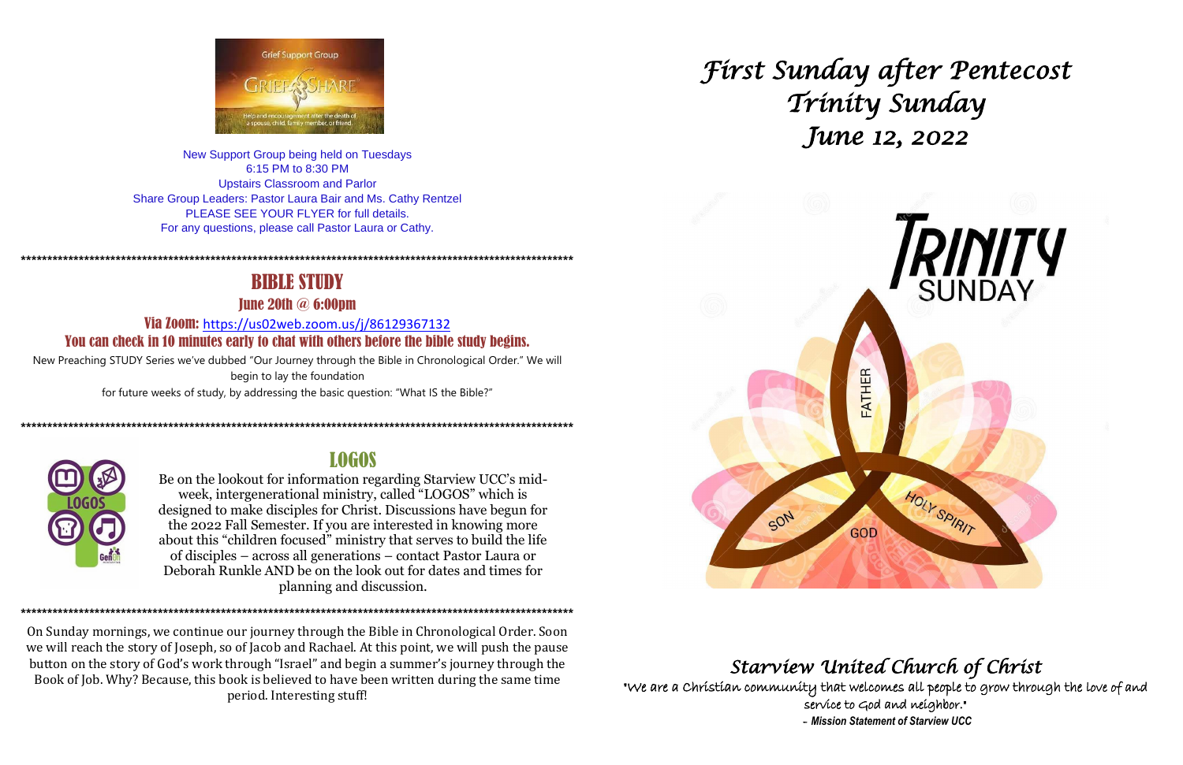New Support Group being held on Tuesdays
6:15 PM to 8:30 PM
Upstairs Classroom and Parlor
Share Group Leaders: Pastor Laura Bair and Ms. Cathy Rentzel
PLEASE SEE YOUR FLYER for full details.
For any questions, please call Pastor Laura or Cathy.

***

## BIBLE STUDY

### June 20th @ 6:00pm

**Via Zoom:** https://us02web.zoom.us/j/86129367132

**You can check in 10 minutes early to chat with others before the bible study begins.**

New Preaching STUDY Series we've dubbed "Our Journey through the Bible in Chronological Order." We will begin to lay the foundation for future weeks of study, by addressing the basic question: "What IS the Bible?"

***

## LOGOS

Be on the lookout for information regarding Starview UCC's mid-week, intergenerational ministry, called "LOGOS" which is designed to make disciples for Christ. Discussions have begun for the 2022 Fall Semester. If you are interested in knowing more about this "children focused" ministry that serves to build the life of disciples – across all generations – contact Pastor Laura or Deborah Runkle AND be on the look out for dates and times for planning and discussion.

***

On Sunday mornings, we continue our journey through the Bible in Chronological Order. Soon we will reach the story of Joseph, so of Jacob and Rachael. At this point, we will push the pause button on the story of God's work through "Israel" and begin a summer's journey through the Book of Job. Why? Because, this book is believed to have been written during the same time period. Interesting stuff!

# *First Sunday after Pentecost*
# *Trinity Sunday*
# *June 12, 2022*

## *Starview United Church of Christ*

*"We are a Christian community that welcomes all people to grow through the love of and service to God and neighbor."*

***– Mission Statement of Starview UCC***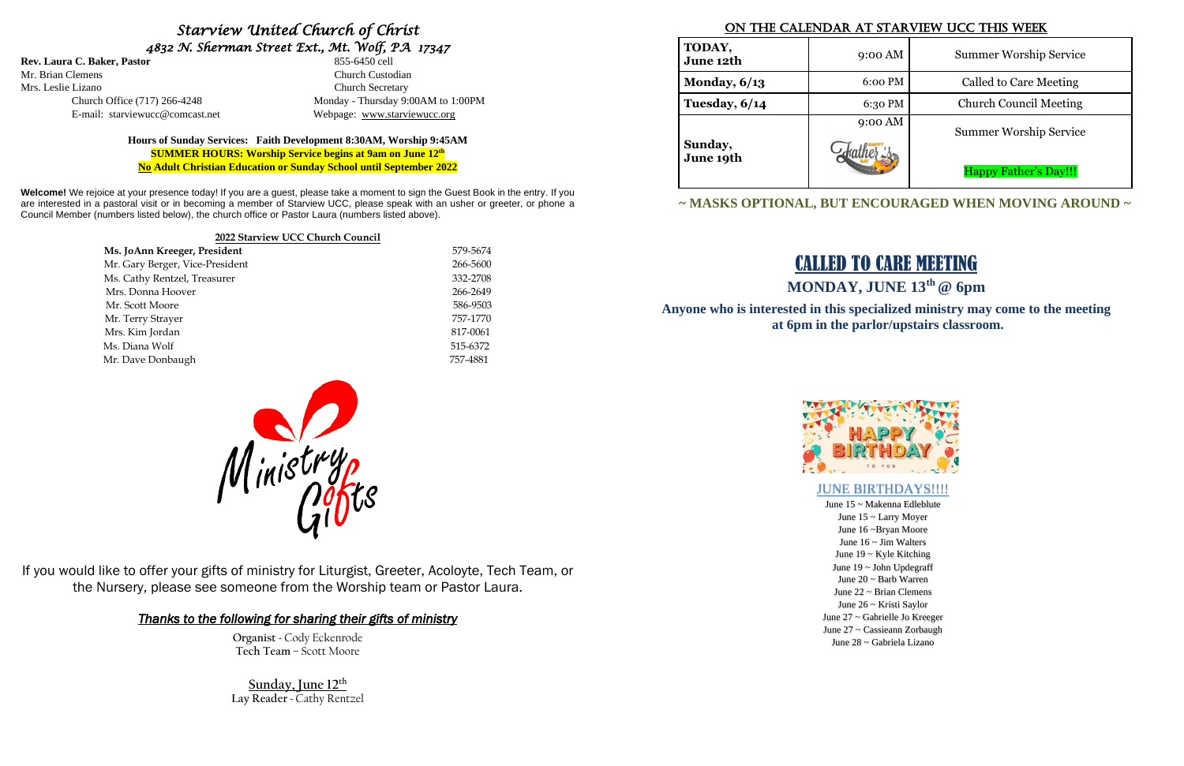# *Starview United Church of Christ*

## *4832 N. Sherman Street Ext., Mt. Wolf, PA 17347*

**Rev. Laura C. Baker, Pastor** 855-6450 cell
Mr. Brian Clemens Church Custodian
Mrs. Leslie Lizano Church Secretary
Church Office (717) 266-4248 Monday - Thursday 9:00AM to 1:00PM
E-mail: starviewucc@comcast.net Webpage: www.starviewucc.org

**Hours of Sunday Services: Faith Development 8:30AM, Worship 9:45AM**
**SUMMER HOURS: Worship Service begins at 9am on June 12th**
**No Adult Christian Education or Sunday School until September 2022**

**Welcome!** We rejoice at your presence today! If you are a guest, please take a moment to sign the Guest Book in the entry. If you are interested in a pastoral visit or in becoming a member of Starview UCC, please speak with an usher or greeter, or phone a Council Member (numbers listed below), the church office or Pastor Laura (numbers listed above).

**2022 Starview UCC Church Council**

| | |
|---|---|
| **Ms. JoAnn Kreeger, President** | 579-5674 |
| Mr. Gary Berger, Vice-President | 266-5600 |
| Ms. Cathy Rentzel, Treasurer | 332-2708 |
| Mrs. Donna Hoover | 266-2649 |
| Mr. Scott Moore | 586-9503 |
| Mr. Terry Strayer | 757-1770 |
| Mrs. Kim Jordan | 817-0061 |
| Ms. Diana Wolf | 515-6372 |
| Mr. Dave Donbaugh | 757-4881 |

Ministry Gifts

If you would like to offer your gifts of ministry for Liturgist, Greeter, Acoloyte, Tech Team, or the Nursery, please see someone from the Worship team or Pastor Laura.

***Thanks to the following for sharing their gifts of ministry***

**Organist** - Cody Eckenrode
**Tech Team** – Scott Moore

**Sunday, June 12th**
**Lay Reader** - Cathy Rentzel

## ON THE CALENDAR AT STARVIEW UCC THIS WEEK

| | | |
|---|---|---|
| **TODAY, June 12th** | 9:00 AM | Summer Worship Service |
| **Monday, 6/13** | 6:00 PM | Called to Care Meeting |
| **Tuesday, 6/14** | 6:30 PM | Church Council Meeting |
| **Sunday, June 19th** | 9:00 AM | Summer Worship Service<br>Happy Father's Day!!! |

**~ MASKS OPTIONAL, BUT ENCOURAGED WHEN MOVING AROUND ~**

# CALLED TO CARE MEETING

**MONDAY, JUNE 13th @ 6pm**

**Anyone who is interested in this specialized ministry may come to the meeting at 6pm in the parlor/upstairs classroom.**

## JUNE BIRTHDAYS!!!!

June 15 ~ Makenna Edleblute
June 15 ~ Larry Moyer
June 16 ~Bryan Moore
June 16 ~ Jim Walters
June 19 ~ Kyle Kitching
June 19 ~ John Updegraff
June 20 ~ Barb Warren
June 22 ~ Brian Clemens
June 26 ~ Kristi Saylor
June 27 ~ Gabrielle Jo Kreeger
June 27 ~ Cassieann Zorbaugh
June 28 ~ Gabriela Lizano